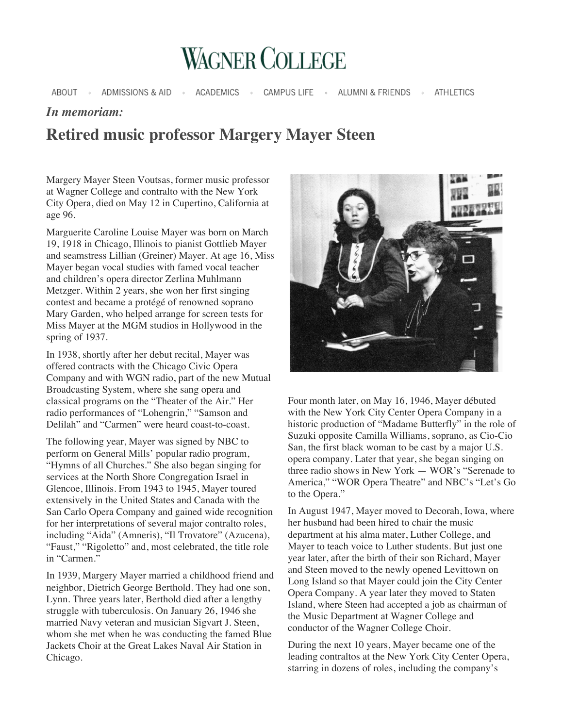# Wagner College

ABOUT • ADMISSIONS & AID • ACADEMICS • CAMPUS LIFE • ALUMNI & FRIENDS • ATHLETICS

*In memoriam:*

## Retired music professor Margery Mayer Steen

Margery Mayer Steen Voutsas, former music professor at Wagner College and contralto with the New York City Opera, died on May 12 in Cupertino, California at age 96.

Marguerite Caroline Louise Mayer was born on March 19, 1918 in Chicago, Illinois to pianist Gottlieb Mayer and seamstress Lillian (Greiner) Mayer. At age 16, Miss Mayer began vocal studies with famed vocal teacher and children's opera director Zerlina Muhlmann Metzger. Within 2 years, she won her first singing contest and became a protégé of renowned soprano Mary Garden, who helped arrange for screen tests for Miss Mayer at the MGM studios in Hollywood in the spring of 1937.

In 1938, shortly after her debut recital, Mayer was offered contracts with the Chicago Civic Opera Company and with WGN radio, part of the new Mutual Broadcasting System, where she sang opera and classical programs on the "Theater of the Air." Her radio performances of "Lohengrin," "Samson and Delilah" and "Carmen" were heard coast-to-coast.

The following year, Mayer was signed by NBC to perform on General Mills' popular radio program, "Hymns of all Churches." She also began singing for services at the North Shore Congregation Israel in Glencoe, Illinois. From 1943 to 1945, Mayer toured extensively in the United States and Canada with the San Carlo Opera Company and gained wide recognition for her interpretations of several major contralto roles, including "Aida" (Amneris), "Il Trovatore" (Azucena), "Faust," "Rigoletto" and, most celebrated, the title role in "Carmen."

In 1939, Margery Mayer married a childhood friend and neighbor, Dietrich George Berthold. They had one son, Lynn. Three years later, Berthold died after a lengthy struggle with tuberculosis. On January 26, 1946 she married Navy veteran and musician Sigvart J. Steen, whom she met when he was conducting the famed Blue Jackets Choir at the Great Lakes Naval Air Station in Chicago.

Four month later, on May 16, 1946, Mayer débuted with the New York City Center Opera Company in a historic production of "Madame Butterfly" in the role of Suzuki opposite Camilla Williams, soprano, as Cio-Cio San, the first black woman to be cast by a major U.S. opera company. Later that year, she began singing on three radio shows in New York — WOR's "Serenade to America," "WOR Opera Theatre" and NBC's "Let's Go to the Opera."

In August 1947, Mayer moved to Decorah, Iowa, where her husband had been hired to chair the music department at his alma mater, Luther College, and Mayer to teach voice to Luther students. But just one year later, after the birth of their son Richard, Mayer and Steen moved to the newly opened Levittown on Long Island so that Mayer could join the City Center Opera Company. A year later they moved to Staten Island, where Steen had accepted a job as chairman of the Music Department at Wagner College and conductor of the Wagner College Choir.

During the next 10 years, Mayer became one of the leading contraltos at the New York City Center Opera, starring in dozens of roles, including the company's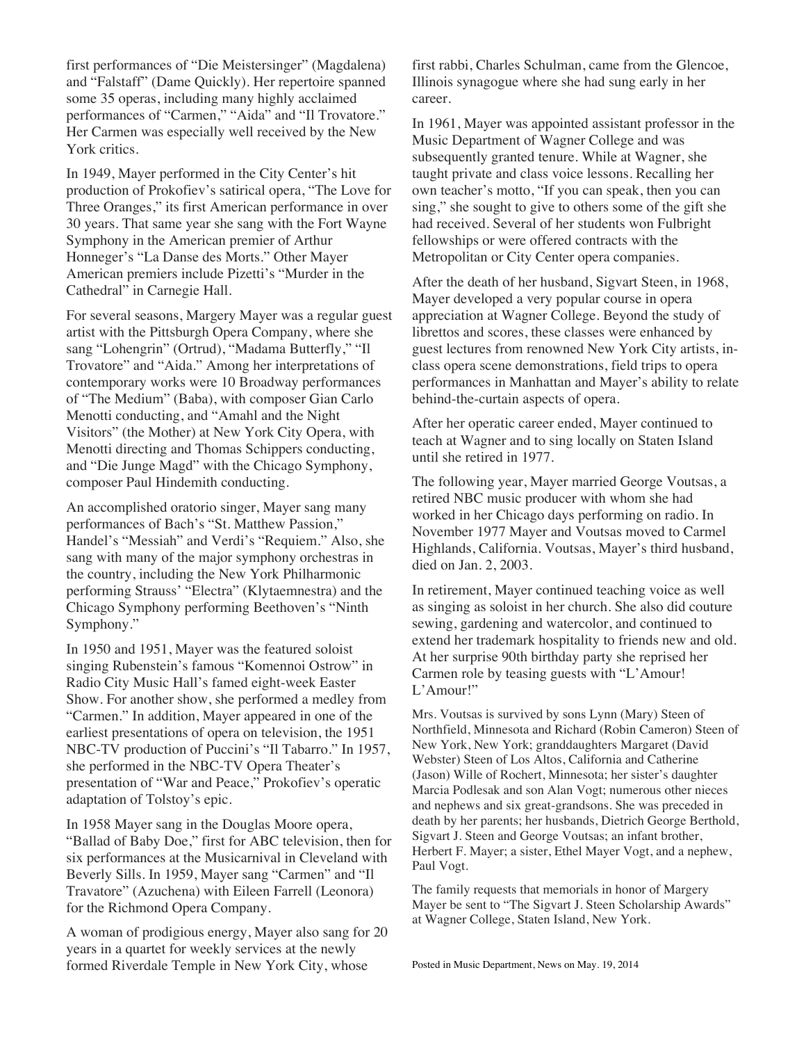first performances of "Die Meistersinger" (Magdalena) and "Falstaff" (Dame Quickly). Her repertoire spanned some 35 operas, including many highly acclaimed performances of "Carmen," "Aida" and "Il Trovatore." Her Carmen was especially well received by the New York critics.

In 1949, Mayer performed in the City Center's hit production of Prokofiev's satirical opera, "The Love for Three Oranges," its first American performance in over 30 years. That same year she sang with the Fort Wayne Symphony in the American premier of Arthur Honneger's "La Danse des Morts." Other Mayer American premiers include Pizetti's "Murder in the Cathedral" in Carnegie Hall.

For several seasons, Margery Mayer was a regular guest artist with the Pittsburgh Opera Company, where she sang "Lohengrin" (Ortrud), "Madama Butterfly," "Il Trovatore" and "Aida." Among her interpretations of contemporary works were 10 Broadway performances of "The Medium" (Baba), with composer Gian Carlo Menotti conducting, and "Amahl and the Night Visitors" (the Mother) at New York City Opera, with Menotti directing and Thomas Schippers conducting, and "Die Junge Magd" with the Chicago Symphony, composer Paul Hindemith conducting.

An accomplished oratorio singer, Mayer sang many performances of Bach's "St. Matthew Passion," Handel's "Messiah" and Verdi's "Requiem." Also, she sang with many of the major symphony orchestras in the country, including the New York Philharmonic performing Strauss' "Electra" (Klytaemnestra) and the Chicago Symphony performing Beethoven's "Ninth Symphony."

In 1950 and 1951, Mayer was the featured soloist singing Rubenstein's famous "Komennoi Ostrow" in Radio City Music Hall's famed eight-week Easter Show. For another show, she performed a medley from "Carmen." In addition, Mayer appeared in one of the earliest presentations of opera on television, the 1951 NBC-TV production of Puccini's "Il Tabarro." In 1957, she performed in the NBC-TV Opera Theater's presentation of "War and Peace," Prokofiev's operatic adaptation of Tolstoy's epic.

In 1958 Mayer sang in the Douglas Moore opera, "Ballad of Baby Doe," first for ABC television, then for six performances at the Musicarnival in Cleveland with Beverly Sills. In 1959, Mayer sang "Carmen" and "Il Travatore" (Azuchena) with Eileen Farrell (Leonora) for the Richmond Opera Company.

A woman of prodigious energy, Mayer also sang for 20 years in a quartet for weekly services at the newly formed Riverdale Temple in New York City, whose first rabbi, Charles Schulman, came from the Glencoe, Illinois synagogue where she had sung early in her career.

In 1961, Mayer was appointed assistant professor in the Music Department of Wagner College and was subsequently granted tenure. While at Wagner, she taught private and class voice lessons. Recalling her own teacher's motto, "If you can speak, then you can sing," she sought to give to others some of the gift she had received. Several of her students won Fulbright fellowships or were offered contracts with the Metropolitan or City Center opera companies.

After the death of her husband, Sigvart Steen, in 1968, Mayer developed a very popular course in opera appreciation at Wagner College. Beyond the study of librettos and scores, these classes were enhanced by guest lectures from renowned New York City artists, in-class opera scene demonstrations, field trips to opera performances in Manhattan and Mayer's ability to relate behind-the-curtain aspects of opera.

After her operatic career ended, Mayer continued to teach at Wagner and to sing locally on Staten Island until she retired in 1977.

The following year, Mayer married George Voutsas, a retired NBC music producer with whom she had worked in her Chicago days performing on radio. In November 1977 Mayer and Voutsas moved to Carmel Highlands, California. Voutsas, Mayer's third husband, died on Jan. 2, 2003.

In retirement, Mayer continued teaching voice as well as singing as soloist in her church. She also did couture sewing, gardening and watercolor, and continued to extend her trademark hospitality to friends new and old. At her surprise 90th birthday party she reprised her Carmen role by teasing guests with "L'Amour! L'Amour!"

Mrs. Voutsas is survived by sons Lynn (Mary) Steen of Northfield, Minnesota and Richard (Robin Cameron) Steen of New York, New York; granddaughters Margaret (David Webster) Steen of Los Altos, California and Catherine (Jason) Wille of Rochert, Minnesota; her sister's daughter Marcia Podlesak and son Alan Vogt; numerous other nieces and nephews and six great-grandsons. She was preceded in death by her parents; her husbands, Dietrich George Berthold, Sigvart J. Steen and George Voutsas; an infant brother, Herbert F. Mayer; a sister, Ethel Mayer Vogt, and a nephew, Paul Vogt.

The family requests that memorials in honor of Margery Mayer be sent to "The Sigvart J. Steen Scholarship Awards" at Wagner College, Staten Island, New York.

Posted in Music Department, News on May. 19, 2014